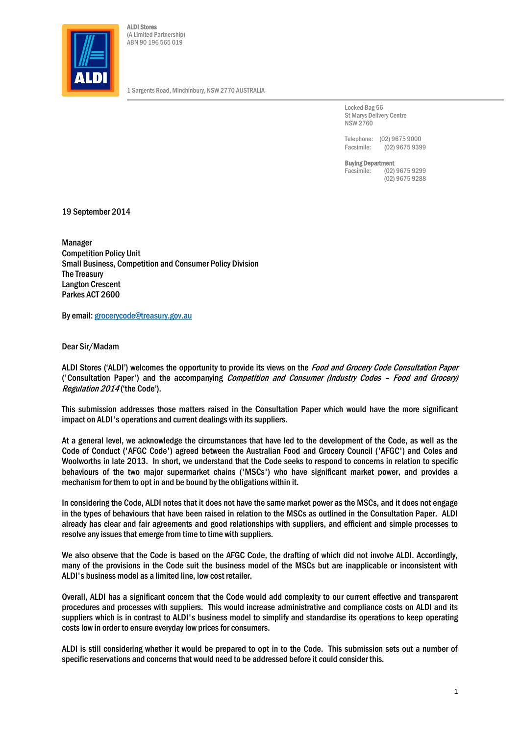ALDI Stores
(A Limited Partnership)
ABN 90 196 565 019

1 Sargents Road, Minchinbury, NSW 2770 AUSTRALIA

Locked Bag 56
St Marys Delivery Centre
NSW 2760

Telephone: (02) 9675 9000
Facsimile: (02) 9675 9399

**Buying Department**
Facsimile: (02) 9675 9299
(02) 9675 9288

19 September 2014

Manager
Competition Policy Unit
Small Business, Competition and Consumer Policy Division
The Treasury
Langton Crescent
Parkes ACT 2600

By email: grocerycode@treasury.gov.au

Dear Sir/Madam

ALDI Stores ('ALDI') welcomes the opportunity to provide its views on the *Food and Grocery Code Consultation Paper* ('Consultation Paper') and the accompanying *Competition and Consumer (Industry Codes – Food and Grocery) Regulation 2014* ('the Code').

This submission addresses those matters raised in the Consultation Paper which would have the more significant impact on ALDI's operations and current dealings with its suppliers.

At a general level, we acknowledge the circumstances that have led to the development of the Code, as well as the Code of Conduct ('AFGC Code') agreed between the Australian Food and Grocery Council ('AFGC') and Coles and Woolworths in late 2013. In short, we understand that the Code seeks to respond to concerns in relation to specific behaviours of the two major supermarket chains ('MSCs') who have significant market power, and provides a mechanism for them to opt in and be bound by the obligations within it.

In considering the Code, ALDI notes that it does not have the same market power as the MSCs, and it does not engage in the types of behaviours that have been raised in relation to the MSCs as outlined in the Consultation Paper. ALDI already has clear and fair agreements and good relationships with suppliers, and efficient and simple processes to resolve any issues that emerge from time to time with suppliers.

We also observe that the Code is based on the AFGC Code, the drafting of which did not involve ALDI. Accordingly, many of the provisions in the Code suit the business model of the MSCs but are inapplicable or inconsistent with ALDI's business model as a limited line, low cost retailer.

Overall, ALDI has a significant concern that the Code would add complexity to our current effective and transparent procedures and processes with suppliers. This would increase administrative and compliance costs on ALDI and its suppliers which is in contrast to ALDI's business model to simplify and standardise its operations to keep operating costs low in order to ensure everyday low prices for consumers.

ALDI is still considering whether it would be prepared to opt in to the Code. This submission sets out a number of specific reservations and concerns that would need to be addressed before it could consider this.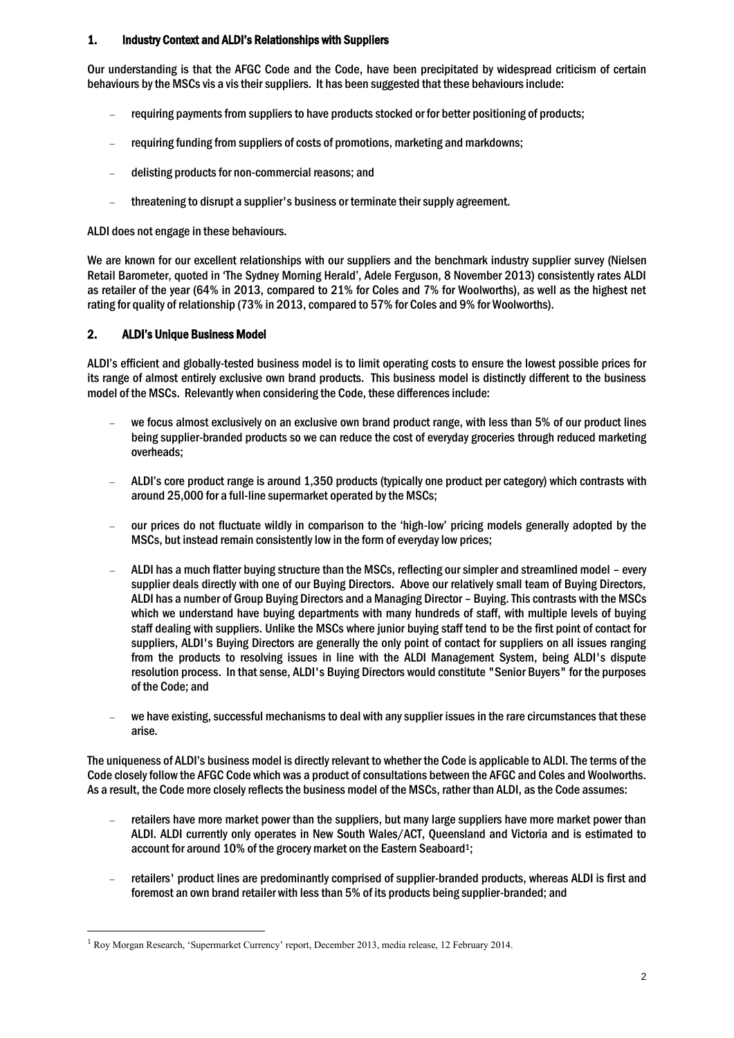## 1. Industry Context and ALDI's Relationships with Suppliers

Our understanding is that the AFGC Code and the Code, have been precipitated by widespread criticism of certain behaviours by the MSCs vis a vis their suppliers. It has been suggested that these behaviours include:

- requiring payments from suppliers to have products stocked or for better positioning of products;
- requiring funding from suppliers of costs of promotions, marketing and markdowns;
- delisting products for non-commercial reasons; and
- threatening to disrupt a supplier's business or terminate their supply agreement.

ALDI does not engage in these behaviours.

We are known for our excellent relationships with our suppliers and the benchmark industry supplier survey (Nielsen Retail Barometer, quoted in 'The Sydney Morning Herald', Adele Ferguson, 8 November 2013) consistently rates ALDI as retailer of the year (64% in 2013, compared to 21% for Coles and 7% for Woolworths), as well as the highest net rating for quality of relationship (73% in 2013, compared to 57% for Coles and 9% for Woolworths).

## 2. ALDI's Unique Business Model

ALDI's efficient and globally-tested business model is to limit operating costs to ensure the lowest possible prices for its range of almost entirely exclusive own brand products. This business model is distinctly different to the business model of the MSCs. Relevantly when considering the Code, these differences include:

- we focus almost exclusively on an exclusive own brand product range, with less than 5% of our product lines being supplier-branded products so we can reduce the cost of everyday groceries through reduced marketing overheads;
- ALDI's core product range is around 1,350 products (typically one product per category) which contrasts with around 25,000 for a full-line supermarket operated by the MSCs;
- our prices do not fluctuate wildly in comparison to the 'high-low' pricing models generally adopted by the MSCs, but instead remain consistently low in the form of everyday low prices;
- ALDI has a much flatter buying structure than the MSCs, reflecting our simpler and streamlined model – every supplier deals directly with one of our Buying Directors. Above our relatively small team of Buying Directors, ALDI has a number of Group Buying Directors and a Managing Director – Buying. This contrasts with the MSCs which we understand have buying departments with many hundreds of staff, with multiple levels of buying staff dealing with suppliers. Unlike the MSCs where junior buying staff tend to be the first point of contact for suppliers, ALDI's Buying Directors are generally the only point of contact for suppliers on all issues ranging from the products to resolving issues in line with the ALDI Management System, being ALDI's dispute resolution process. In that sense, ALDI's Buying Directors would constitute "Senior Buyers" for the purposes of the Code; and
- we have existing, successful mechanisms to deal with any supplier issues in the rare circumstances that these arise.

The uniqueness of ALDI's business model is directly relevant to whether the Code is applicable to ALDI. The terms of the Code closely follow the AFGC Code which was a product of consultations between the AFGC and Coles and Woolworths. As a result, the Code more closely reflects the business model of the MSCs, rather than ALDI, as the Code assumes:

- retailers have more market power than the suppliers, but many large suppliers have more market power than ALDI. ALDI currently only operates in New South Wales/ACT, Queensland and Victoria and is estimated to account for around 10% of the grocery market on the Eastern Seaboard[1];
- retailers' product lines are predominantly comprised of supplier-branded products, whereas ALDI is first and foremost an own brand retailer with less than 5% of its products being supplier-branded; and

[1] Roy Morgan Research, 'Supermarket Currency' report, December 2013, media release, 12 February 2014.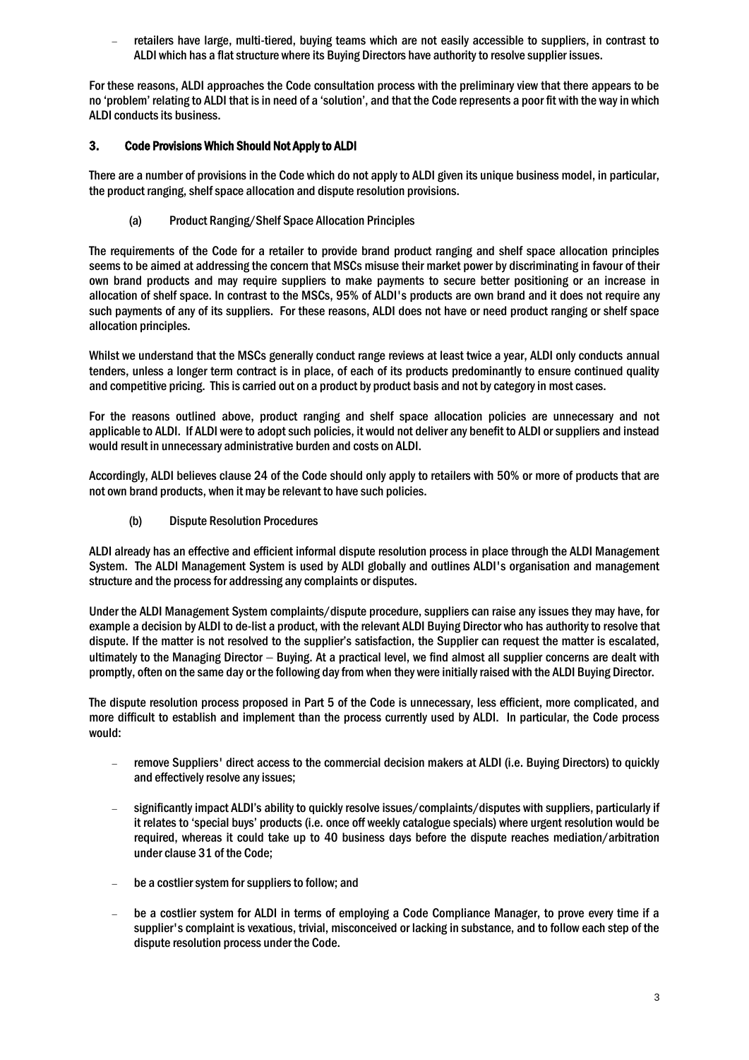- retailers have large, multi-tiered, buying teams which are not easily accessible to suppliers, in contrast to ALDI which has a flat structure where its Buying Directors have authority to resolve supplier issues.

For these reasons, ALDI approaches the Code consultation process with the preliminary view that there appears to be no 'problem' relating to ALDI that is in need of a 'solution', and that the Code represents a poor fit with the way in which ALDI conducts its business.

## 3. Code Provisions Which Should Not Apply to ALDI

There are a number of provisions in the Code which do not apply to ALDI given its unique business model, in particular, the product ranging, shelf space allocation and dispute resolution provisions.

### (a) Product Ranging/Shelf Space Allocation Principles

The requirements of the Code for a retailer to provide brand product ranging and shelf space allocation principles seems to be aimed at addressing the concern that MSCs misuse their market power by discriminating in favour of their own brand products and may require suppliers to make payments to secure better positioning or an increase in allocation of shelf space. In contrast to the MSCs, 95% of ALDI's products are own brand and it does not require any such payments of any of its suppliers. For these reasons, ALDI does not have or need product ranging or shelf space allocation principles.

Whilst we understand that the MSCs generally conduct range reviews at least twice a year, ALDI only conducts annual tenders, unless a longer term contract is in place, of each of its products predominantly to ensure continued quality and competitive pricing. This is carried out on a product by product basis and not by category in most cases.

For the reasons outlined above, product ranging and shelf space allocation policies are unnecessary and not applicable to ALDI. If ALDI were to adopt such policies, it would not deliver any benefit to ALDI or suppliers and instead would result in unnecessary administrative burden and costs on ALDI.

Accordingly, ALDI believes clause 24 of the Code should only apply to retailers with 50% or more of products that are not own brand products, when it may be relevant to have such policies.

### (b) Dispute Resolution Procedures

ALDI already has an effective and efficient informal dispute resolution process in place through the ALDI Management System. The ALDI Management System is used by ALDI globally and outlines ALDI's organisation and management structure and the process for addressing any complaints or disputes.

Under the ALDI Management System complaints/dispute procedure, suppliers can raise any issues they may have, for example a decision by ALDI to de-list a product, with the relevant ALDI Buying Director who has authority to resolve that dispute. If the matter is not resolved to the supplier's satisfaction, the Supplier can request the matter is escalated, ultimately to the Managing Director – Buying. At a practical level, we find almost all supplier concerns are dealt with promptly, often on the same day or the following day from when they were initially raised with the ALDI Buying Director.

The dispute resolution process proposed in Part 5 of the Code is unnecessary, less efficient, more complicated, and more difficult to establish and implement than the process currently used by ALDI. In particular, the Code process would:

- remove Suppliers' direct access to the commercial decision makers at ALDI (i.e. Buying Directors) to quickly and effectively resolve any issues;
- significantly impact ALDI's ability to quickly resolve issues/complaints/disputes with suppliers, particularly if it relates to 'special buys' products (i.e. once off weekly catalogue specials) where urgent resolution would be required, whereas it could take up to 40 business days before the dispute reaches mediation/arbitration under clause 31 of the Code;
- be a costlier system for suppliers to follow; and
- be a costlier system for ALDI in terms of employing a Code Compliance Manager, to prove every time if a supplier's complaint is vexatious, trivial, misconceived or lacking in substance, and to follow each step of the dispute resolution process under the Code.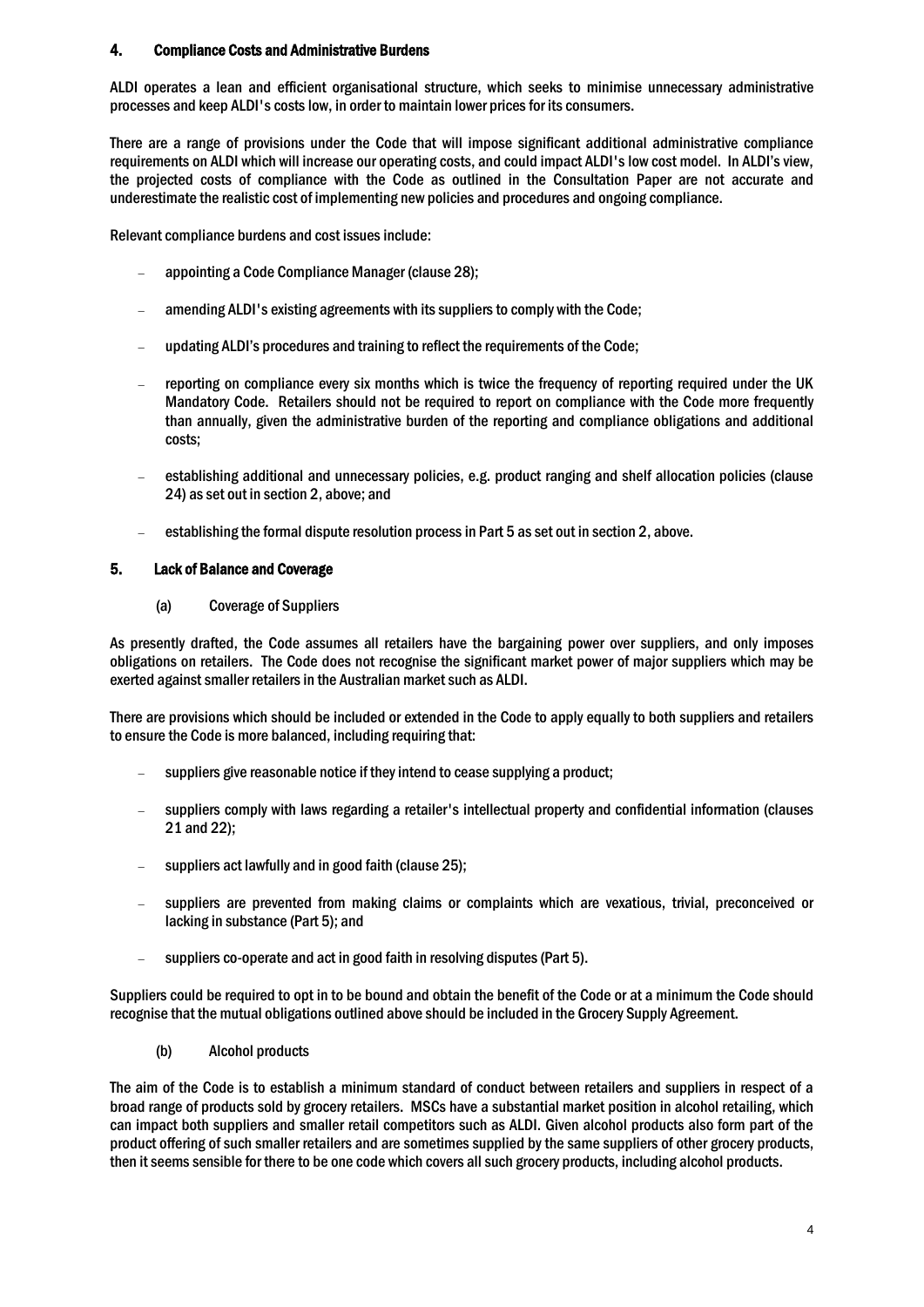## 4. Compliance Costs and Administrative Burdens

ALDI operates a lean and efficient organisational structure, which seeks to minimise unnecessary administrative processes and keep ALDI's costs low, in order to maintain lower prices for its consumers.

There are a range of provisions under the Code that will impose significant additional administrative compliance requirements on ALDI which will increase our operating costs, and could impact ALDI's low cost model. In ALDI's view, the projected costs of compliance with the Code as outlined in the Consultation Paper are not accurate and underestimate the realistic cost of implementing new policies and procedures and ongoing compliance.

Relevant compliance burdens and cost issues include:

- appointing a Code Compliance Manager (clause 28);
- amending ALDI's existing agreements with its suppliers to comply with the Code;
- updating ALDI's procedures and training to reflect the requirements of the Code;
- reporting on compliance every six months which is twice the frequency of reporting required under the UK Mandatory Code. Retailers should not be required to report on compliance with the Code more frequently than annually, given the administrative burden of the reporting and compliance obligations and additional costs;
- establishing additional and unnecessary policies, e.g. product ranging and shelf allocation policies (clause 24) as set out in section 2, above; and
- establishing the formal dispute resolution process in Part 5 as set out in section 2, above.

## 5. Lack of Balance and Coverage

### (a) Coverage of Suppliers

As presently drafted, the Code assumes all retailers have the bargaining power over suppliers, and only imposes obligations on retailers. The Code does not recognise the significant market power of major suppliers which may be exerted against smaller retailers in the Australian market such as ALDI.

There are provisions which should be included or extended in the Code to apply equally to both suppliers and retailers to ensure the Code is more balanced, including requiring that:

- suppliers give reasonable notice if they intend to cease supplying a product;
- suppliers comply with laws regarding a retailer's intellectual property and confidential information (clauses 21 and 22);
- suppliers act lawfully and in good faith (clause 25);
- suppliers are prevented from making claims or complaints which are vexatious, trivial, preconceived or lacking in substance (Part 5); and
- suppliers co-operate and act in good faith in resolving disputes (Part 5).

Suppliers could be required to opt in to be bound and obtain the benefit of the Code or at a minimum the Code should recognise that the mutual obligations outlined above should be included in the Grocery Supply Agreement.

### (b) Alcohol products

The aim of the Code is to establish a minimum standard of conduct between retailers and suppliers in respect of a broad range of products sold by grocery retailers. MSCs have a substantial market position in alcohol retailing, which can impact both suppliers and smaller retail competitors such as ALDI. Given alcohol products also form part of the product offering of such smaller retailers and are sometimes supplied by the same suppliers of other grocery products, then it seems sensible for there to be one code which covers all such grocery products, including alcohol products.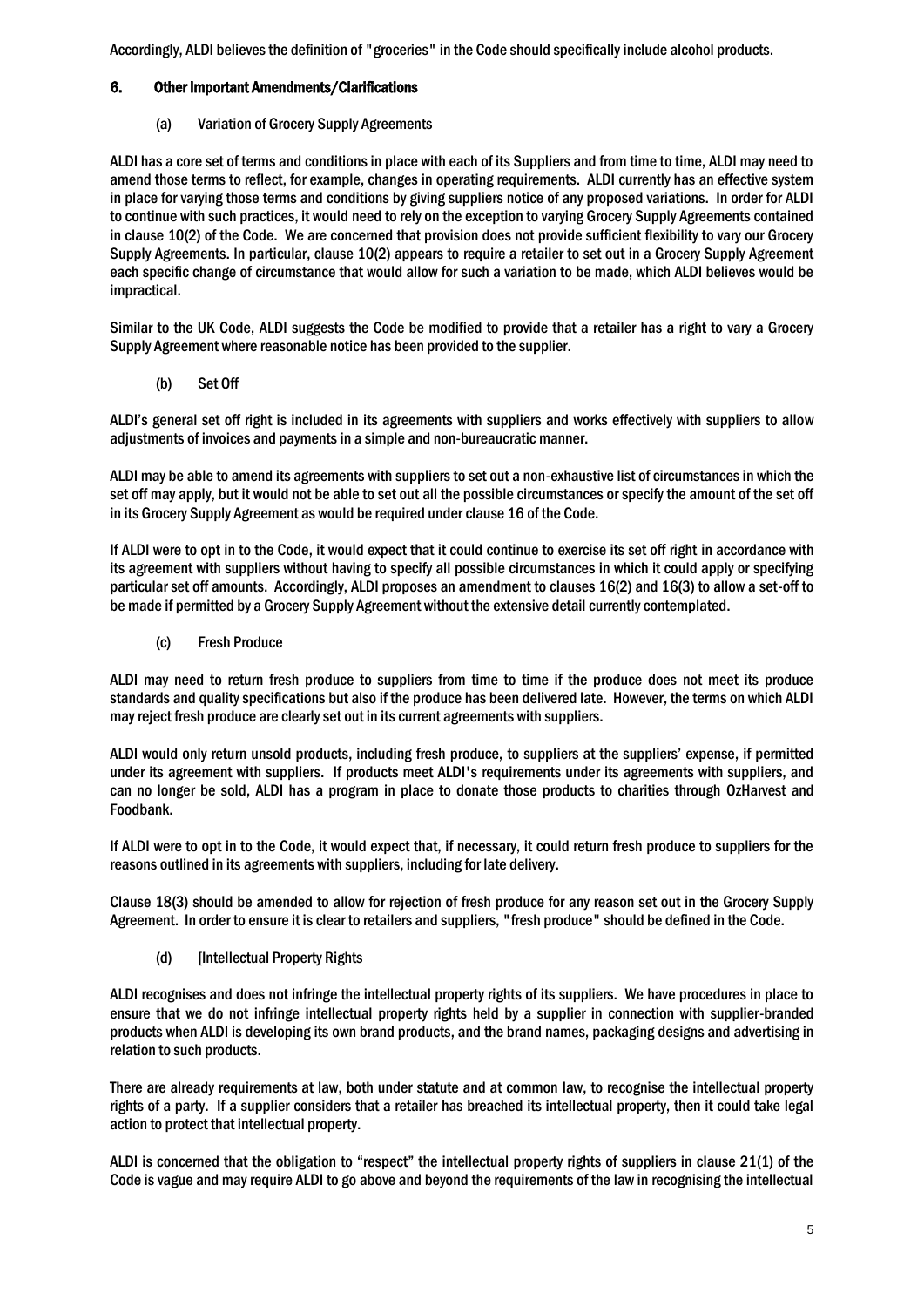Accordingly, ALDI believes the definition of "groceries" in the Code should specifically include alcohol products.

## 6. Other Important Amendments/Clarifications

### (a) Variation of Grocery Supply Agreements

ALDI has a core set of terms and conditions in place with each of its Suppliers and from time to time, ALDI may need to amend those terms to reflect, for example, changes in operating requirements. ALDI currently has an effective system in place for varying those terms and conditions by giving suppliers notice of any proposed variations. In order for ALDI to continue with such practices, it would need to rely on the exception to varying Grocery Supply Agreements contained in clause 10(2) of the Code. We are concerned that provision does not provide sufficient flexibility to vary our Grocery Supply Agreements. In particular, clause 10(2) appears to require a retailer to set out in a Grocery Supply Agreement each specific change of circumstance that would allow for such a variation to be made, which ALDI believes would be impractical.

Similar to the UK Code, ALDI suggests the Code be modified to provide that a retailer has a right to vary a Grocery Supply Agreement where reasonable notice has been provided to the supplier.

### (b) Set Off

ALDI's general set off right is included in its agreements with suppliers and works effectively with suppliers to allow adjustments of invoices and payments in a simple and non-bureaucratic manner.

ALDI may be able to amend its agreements with suppliers to set out a non-exhaustive list of circumstances in which the set off may apply, but it would not be able to set out all the possible circumstances or specify the amount of the set off in its Grocery Supply Agreement as would be required under clause 16 of the Code.

If ALDI were to opt in to the Code, it would expect that it could continue to exercise its set off right in accordance with its agreement with suppliers without having to specify all possible circumstances in which it could apply or specifying particular set off amounts. Accordingly, ALDI proposes an amendment to clauses 16(2) and 16(3) to allow a set-off to be made if permitted by a Grocery Supply Agreement without the extensive detail currently contemplated.

### (c) Fresh Produce

ALDI may need to return fresh produce to suppliers from time to time if the produce does not meet its produce standards and quality specifications but also if the produce has been delivered late. However, the terms on which ALDI may reject fresh produce are clearly set out in its current agreements with suppliers.

ALDI would only return unsold products, including fresh produce, to suppliers at the suppliers' expense, if permitted under its agreement with suppliers. If products meet ALDI's requirements under its agreements with suppliers, and can no longer be sold, ALDI has a program in place to donate those products to charities through OzHarvest and Foodbank.

If ALDI were to opt in to the Code, it would expect that, if necessary, it could return fresh produce to suppliers for the reasons outlined in its agreements with suppliers, including for late delivery.

Clause 18(3) should be amended to allow for rejection of fresh produce for any reason set out in the Grocery Supply Agreement. In order to ensure it is clear to retailers and suppliers, "fresh produce" should be defined in the Code.

### (d) [Intellectual Property Rights

ALDI recognises and does not infringe the intellectual property rights of its suppliers. We have procedures in place to ensure that we do not infringe intellectual property rights held by a supplier in connection with supplier-branded products when ALDI is developing its own brand products, and the brand names, packaging designs and advertising in relation to such products.

There are already requirements at law, both under statute and at common law, to recognise the intellectual property rights of a party. If a supplier considers that a retailer has breached its intellectual property, then it could take legal action to protect that intellectual property.

ALDI is concerned that the obligation to "respect" the intellectual property rights of suppliers in clause 21(1) of the Code is vague and may require ALDI to go above and beyond the requirements of the law in recognising the intellectual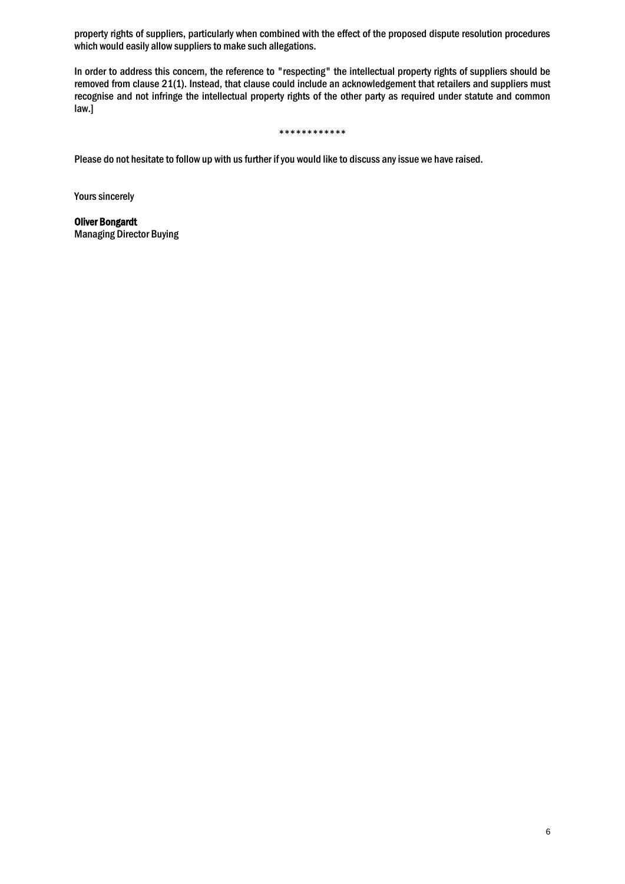property rights of suppliers, particularly when combined with the effect of the proposed dispute resolution procedures which would easily allow suppliers to make such allegations.

In order to address this concern, the reference to "respecting" the intellectual property rights of suppliers should be removed from clause 21(1). Instead, that clause could include an acknowledgement that retailers and suppliers must recognise and not infringe the intellectual property rights of the other party as required under statute and common law.]

************

Please do not hesitate to follow up with us further if you would like to discuss any issue we have raised.

Yours sincerely

**Oliver Bongardt**
Managing Director Buying